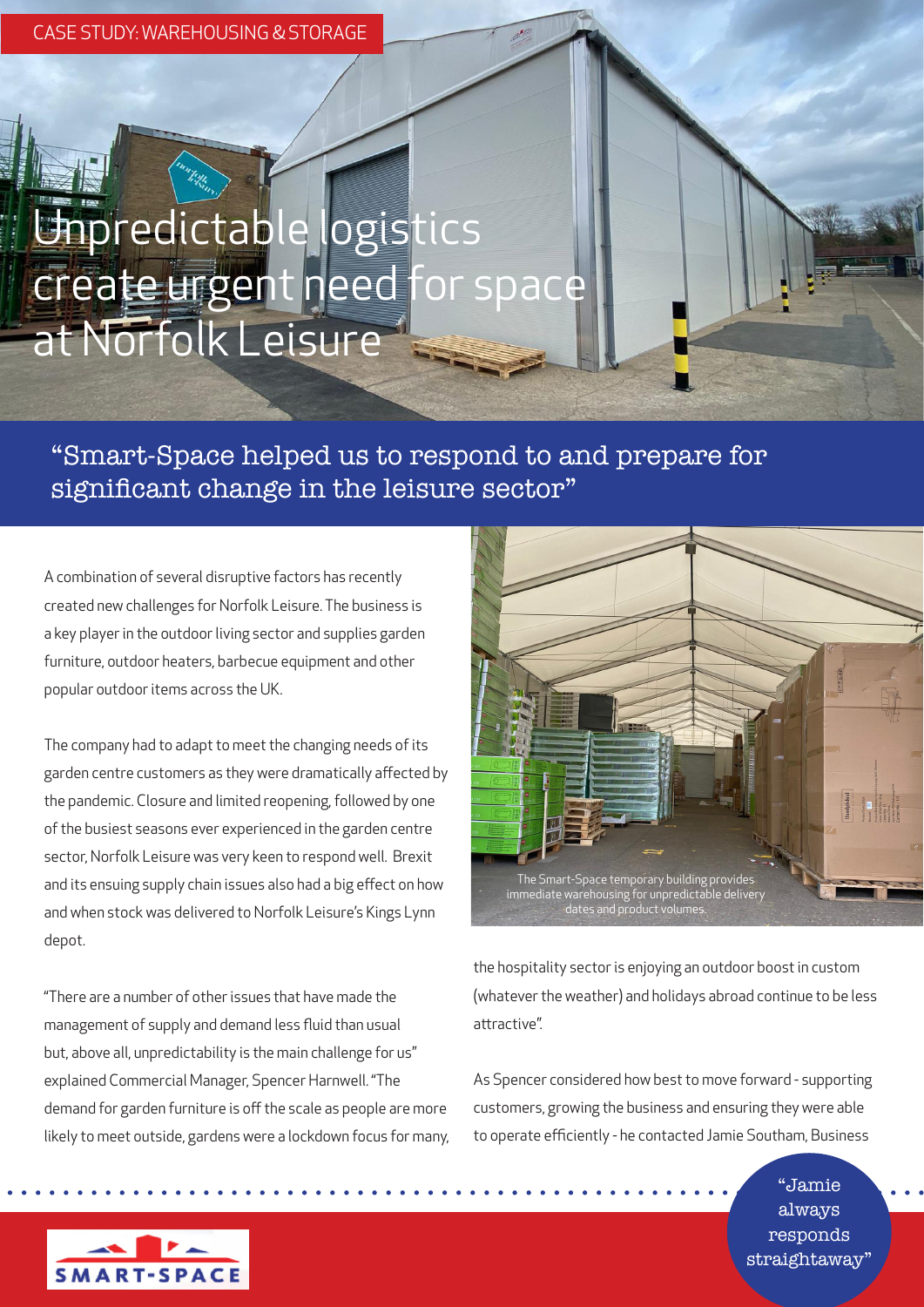CASE STUDY: WAREHOUSING & STORAGE

# Unpredictable logistics create urgent need for space at Norfolk Leisure

## "Smart-Space helped us to respond to and prepare for significant change in the leisure sector"

A combination of several disruptive factors has recently created new challenges for Norfolk Leisure. The business is a key player in the outdoor living sector and supplies garden furniture, outdoor heaters, barbecue equipment and other popular outdoor items across the UK.

The company had to adapt to meet the changing needs of its garden centre customers as they were dramatically affected by the pandemic. Closure and limited reopening, followed by one of the busiest seasons ever experienced in the garden centre sector, Norfolk Leisure was very keen to respond well. Brexit and its ensuing supply chain issues also had a big effect on how and when stock was delivered to Norfolk Leisure's Kings Lynn depot.

"There are a number of other issues that have made the management of supply and demand less fluid than usual but, above all, unpredictability is the main challenge for us" explained Commercial Manager, Spencer Harnwell. "The demand for garden furniture is off the scale as people are more likely to meet outside, gardens were a lockdown focus for many, the hospitality sector is enjoying an outdoor boost in custom (whatever the weather) and holidays abroad continue to be less attractive".

The Smart-Space temporary building provides immediate warehousing for unpredictable delivery dates and product volumes.

As Spencer considered how best to move forward - supporting customers, growing the business and ensuring they were able to operate efficiently - he contacted Jamie Southam, Business

"Jamie always responds straightaway"

SMART-SPACE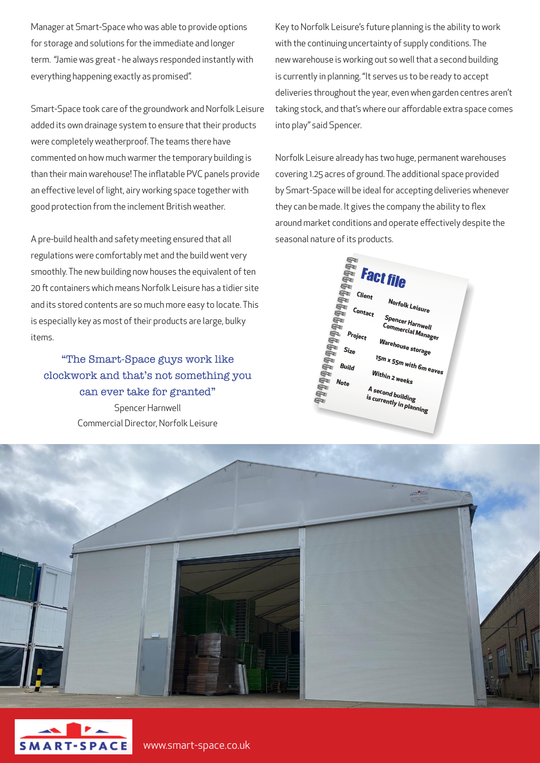Manager at Smart-Space who was able to provide options for storage and solutions for the immediate and longer term. "Jamie was great - he always responded instantly with everything happening exactly as promised".

Smart-Space took care of the groundwork and Norfolk Leisure added its own drainage system to ensure that their products were completely weatherproof. The teams there have commented on how much warmer the temporary building is than their main warehouse! The inflatable PVC panels provide an effective level of light, airy working space together with good protection from the inclement British weather.

A pre-build health and safety meeting ensured that all regulations were comfortably met and the build went very smoothly. The new building now houses the equivalent of ten 20 ft containers which means Norfolk Leisure has a tidier site and its stored contents are so much more easy to locate. This is especially key as most of their products are large, bulky items.

> "The Smart-Space guys work like clockwork and that's not something you can ever take for granted"
>
> Spencer Harnwell
> Commercial Director, Norfolk Leisure

Key to Norfolk Leisure's future planning is the ability to work with the continuing uncertainty of supply conditions. The new warehouse is working out so well that a second building is currently in planning. "It serves us to be ready to accept deliveries throughout the year, even when garden centres aren't taking stock, and that's where our affordable extra space comes into play" said Spencer.

Norfolk Leisure already has two huge, permanent warehouses covering 1.25 acres of ground. The additional space provided by Smart-Space will be ideal for accepting deliveries whenever they can be made. It gives the company the ability to flex around market conditions and operate effectively despite the seasonal nature of its products.

## Fact file

| | |
|---|---|
| Client | Norfolk Leisure |
| Contact | Spencer Harnwell Commercial Manager |
| Project | Warehouse storage |
| Size | 15m x 55m with 6m eaves |
| Build | Within 2 weeks |
| Note | A second building is currently in planning |

SMART-SPACE

www.smart-space.co.uk